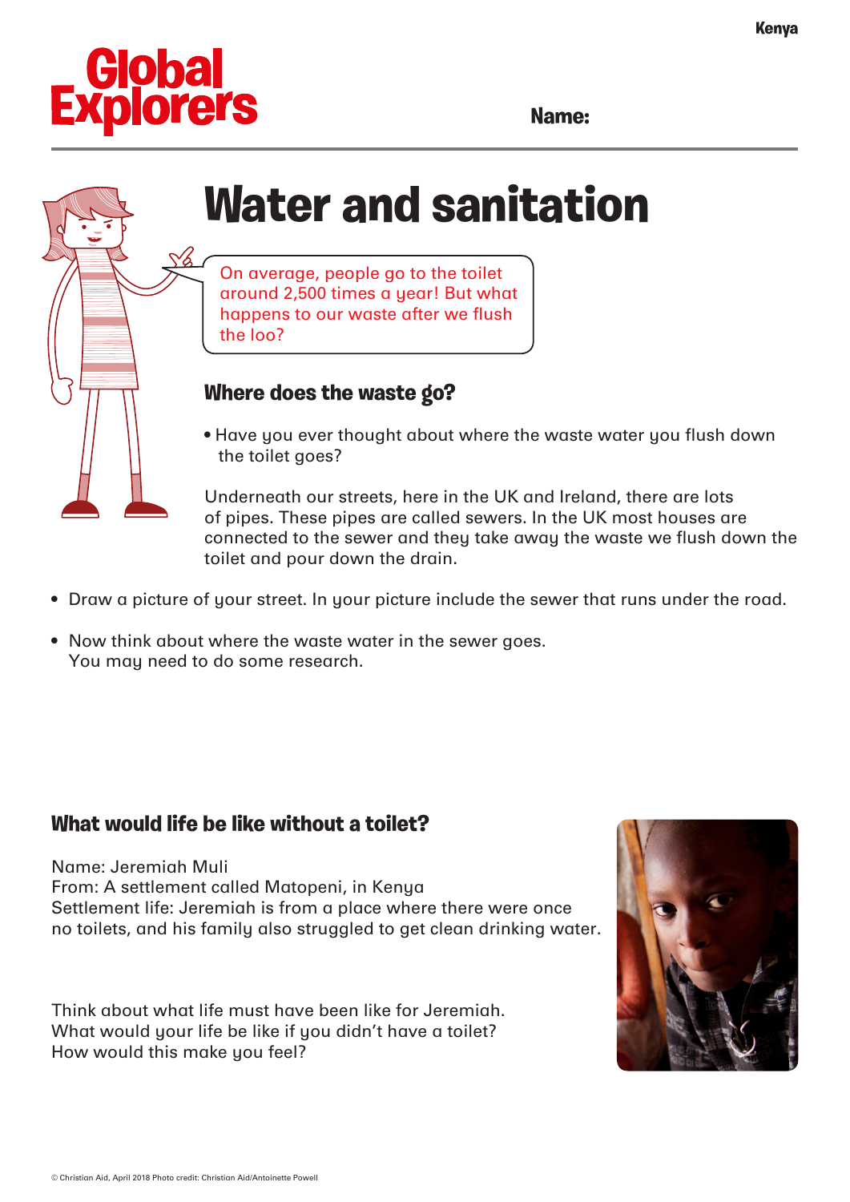Global Explorers

Kenya

**Name:**

# Water and sanitation

On average, people go to the toilet around 2,500 times a year! But what happens to our waste after we flush the loo?

## Where does the waste go?

- Have you ever thought about where the waste water you flush down the toilet goes?

Underneath our streets, here in the UK and Ireland, there are lots of pipes. These pipes are called sewers. In the UK most houses are connected to the sewer and they take away the waste we flush down the toilet and pour down the drain.

- Draw a picture of your street. In your picture include the sewer that runs under the road.
- Now think about where the waste water in the sewer goes. You may need to do some research.

## What would life be like without a toilet?

Name: Jeremiah Muli
From: A settlement called Matopeni, in Kenya
Settlement life: Jeremiah is from a place where there were once no toilets, and his family also struggled to get clean drinking water.

Think about what life must have been like for Jeremiah.
What would your life be like if you didn't have a toilet?
How would this make you feel?

© Christian Aid, April 2018 Photo credit: Christian Aid/Antoinette Powell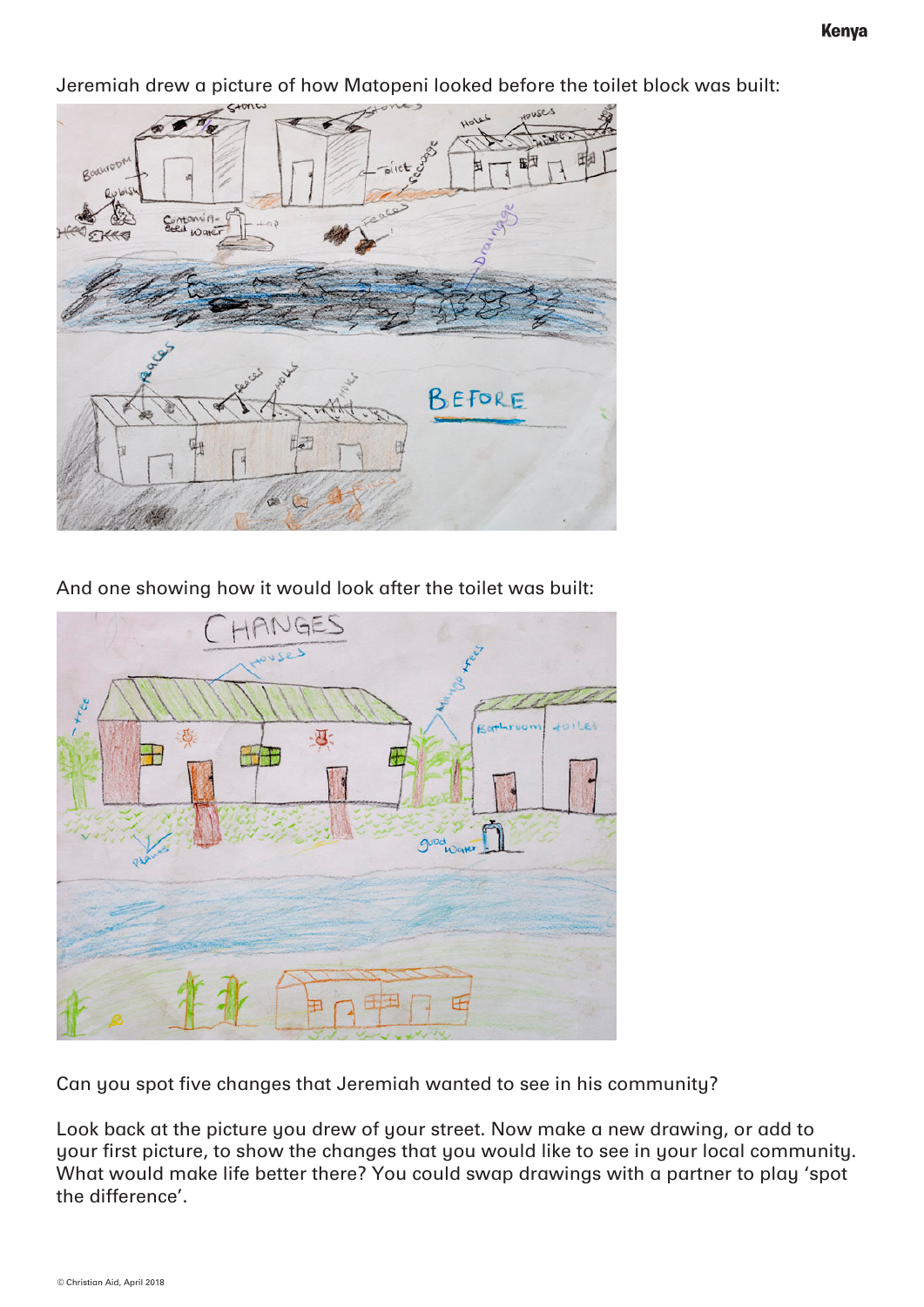Jeremiah drew a picture of how Matopeni looked before the toilet block was built:

And one showing how it would look after the toilet was built:

Can you spot five changes that Jeremiah wanted to see in his community?

Look back at the picture you drew of your street. Now make a new drawing, or add to your first picture, to show the changes that you would like to see in your local community. What would make life better there? You could swap drawings with a partner to play 'spot the difference'.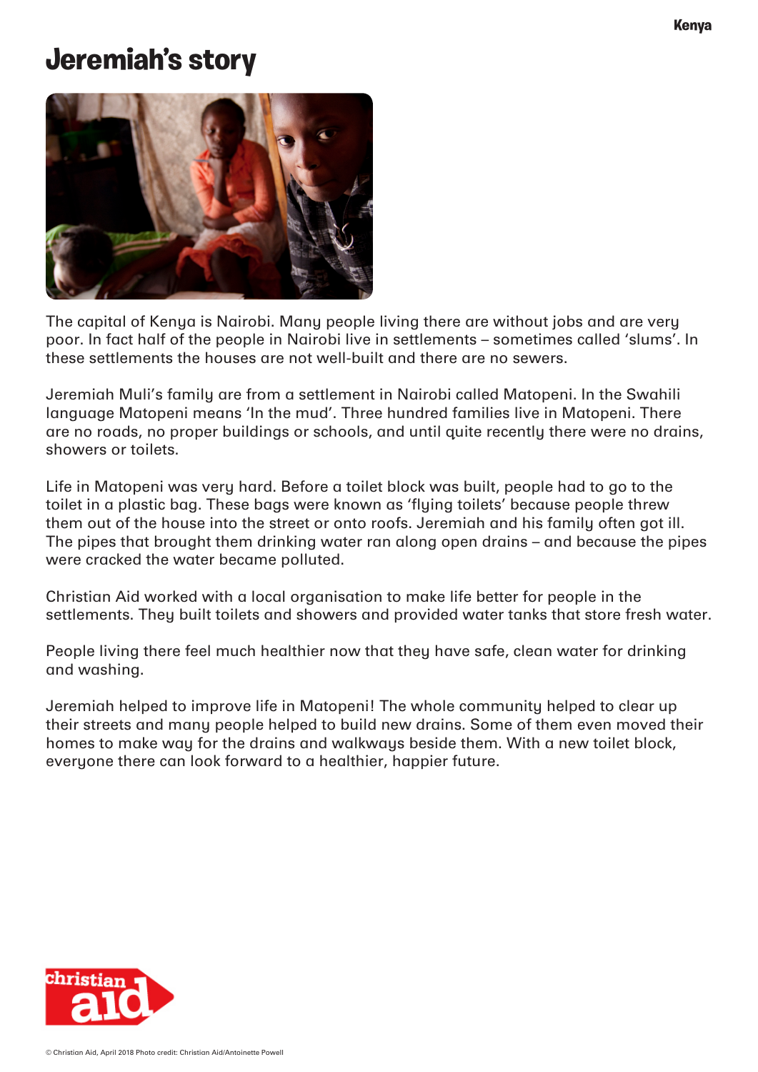# Jeremiah's story

The capital of Kenya is Nairobi. Many people living there are without jobs and are very poor. In fact half of the people in Nairobi live in settlements – sometimes called 'slums'. In these settlements the houses are not well-built and there are no sewers.

Jeremiah Muli's family are from a settlement in Nairobi called Matopeni. In the Swahili language Matopeni means 'In the mud'. Three hundred families live in Matopeni. There are no roads, no proper buildings or schools, and until quite recently there were no drains, showers or toilets.

Life in Matopeni was very hard. Before a toilet block was built, people had to go to the toilet in a plastic bag. These bags were known as 'flying toilets' because people threw them out of the house into the street or onto roofs. Jeremiah and his family often got ill. The pipes that brought them drinking water ran along open drains – and because the pipes were cracked the water became polluted.

Christian Aid worked with a local organisation to make life better for people in the settlements. They built toilets and showers and provided water tanks that store fresh water.

People living there feel much healthier now that they have safe, clean water for drinking and washing.

Jeremiah helped to improve life in Matopeni! The whole community helped to clear up their streets and many people helped to build new drains. Some of them even moved their homes to make way for the drains and walkways beside them. With a new toilet block, everyone there can look forward to a healthier, happier future.

© Christian Aid, April 2018 Photo credit: Christian Aid/Antoinette Powell